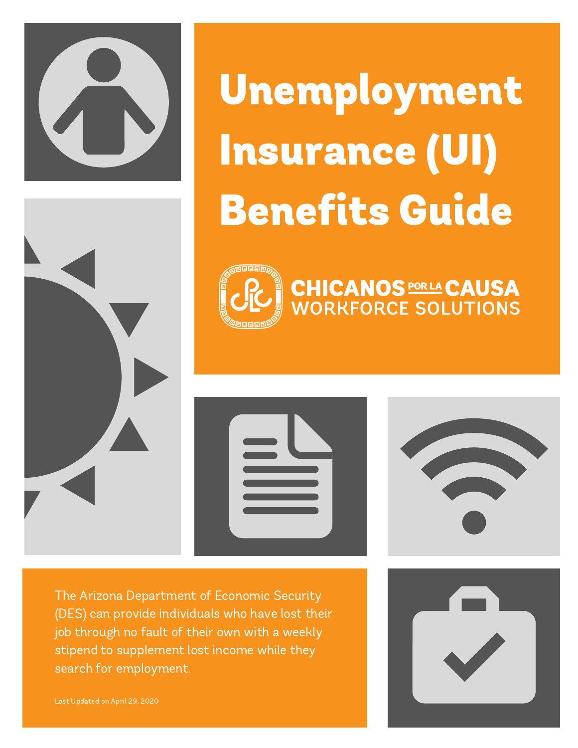# Unemployment Insurance (UI) Benefits Guide

CHICANOS POR LA CAUSA
WORKFORCE SOLUTIONS

The Arizona Department of Economic Security (DES) can provide individuals who have lost their job through no fault of their own with a weekly stipend to supplement lost income while they search for employment.

Last Updated on April 29, 2020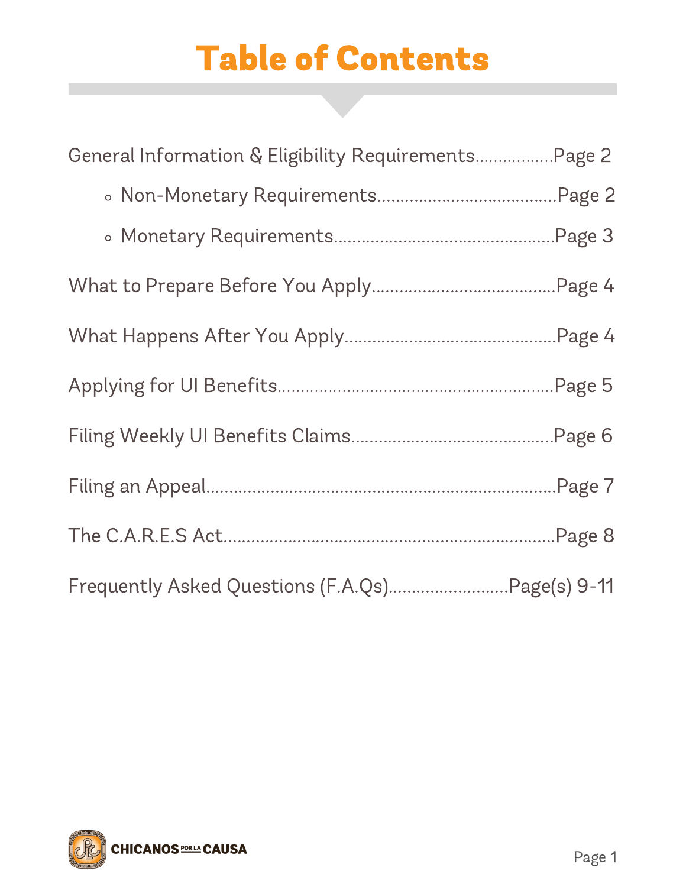# Table of Contents

General Information & Eligibility Requirements................Page 2

- Non-Monetary Requirements.....................................Page 2
- Monetary Requirements...............................................Page 3

What to Prepare Before You Apply.....................................Page 4

What Happens After You Apply............................................Page 4

Applying for UI Benefits.........................................................Page 5

Filing Weekly UI Benefits Claims..........................................Page 6

Filing an Appeal........................................................................Page 7

The C.A.R.E.S Act....................................................................Page 8

Frequently Asked Questions (F.A.Qs)........................Page(s) 9-11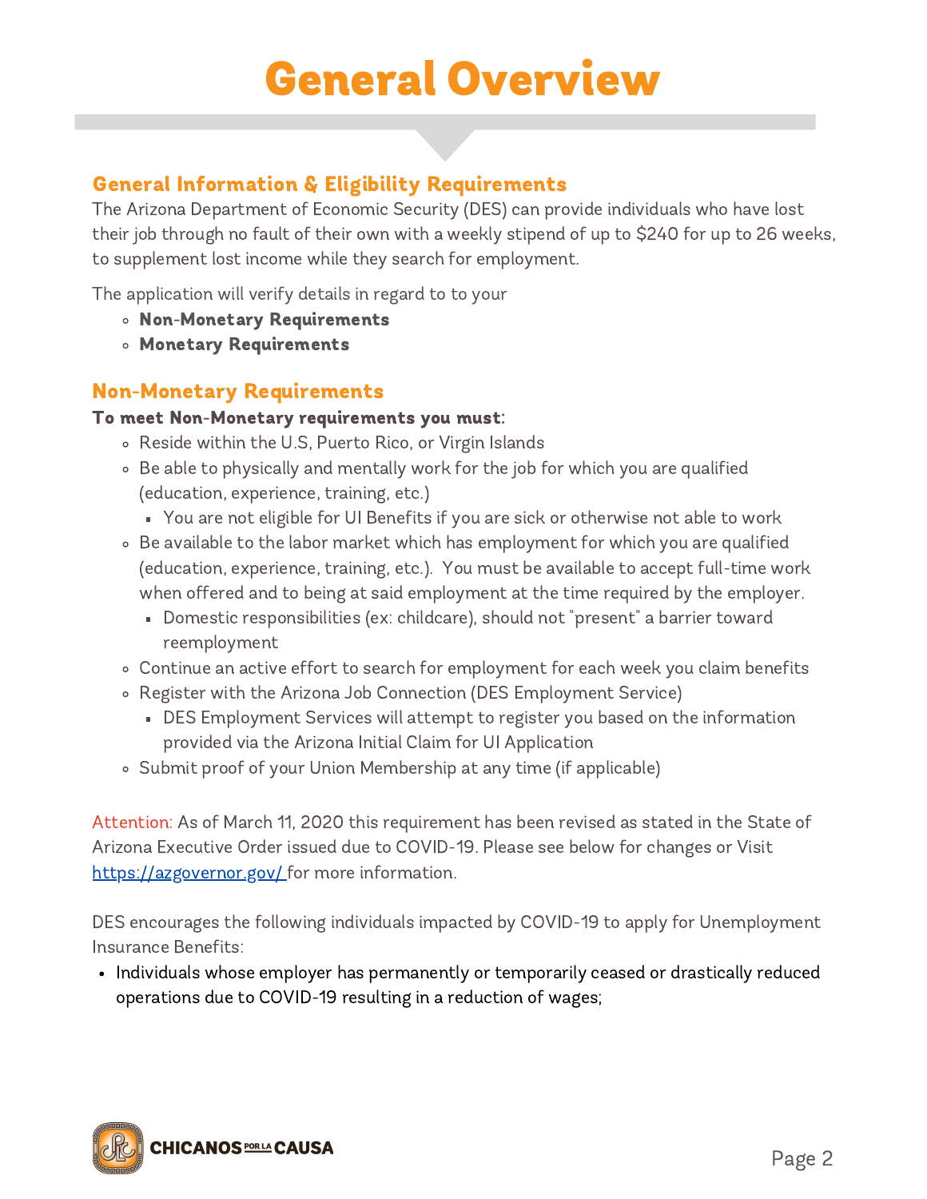# General Overview

## General Information & Eligibility Requirements

The Arizona Department of Economic Security (DES) can provide individuals who have lost their job through no fault of their own with a weekly stipend of up to $240 for up to 26 weeks, to supplement lost income while they search for employment.

The application will verify details in regard to to your

- **Non-Monetary Requirements**
- **Monetary Requirements**

## Non-Monetary Requirements

**To meet Non-Monetary requirements you must:**

- Reside within the U.S, Puerto Rico, or Virgin Islands
- Be able to physically and mentally work for the job for which you are qualified (education, experience, training, etc.)
  - You are not eligible for UI Benefits if you are sick or otherwise not able to work
- Be available to the labor market which has employment for which you are qualified (education, experience, training, etc.). You must be available to accept full-time work when offered and to being at said employment at the time required by the employer.
  - Domestic responsibilities (ex: childcare), should not "present" a barrier toward reemployment
- Continue an active effort to search for employment for each week you claim benefits
- Register with the Arizona Job Connection (DES Employment Service)
  - DES Employment Services will attempt to register you based on the information provided via the Arizona Initial Claim for UI Application
- Submit proof of your Union Membership at any time (if applicable)

Attention: As of March 11, 2020 this requirement has been revised as stated in the State of Arizona Executive Order issued due to COVID-19. Please see below for changes or Visit [https://azgovernor.gov/](https://azgovernor.gov/) for more information.

DES encourages the following individuals impacted by COVID-19 to apply for Unemployment Insurance Benefits:

- Individuals whose employer has permanently or temporarily ceased or drastically reduced operations due to COVID-19 resulting in a reduction of wages;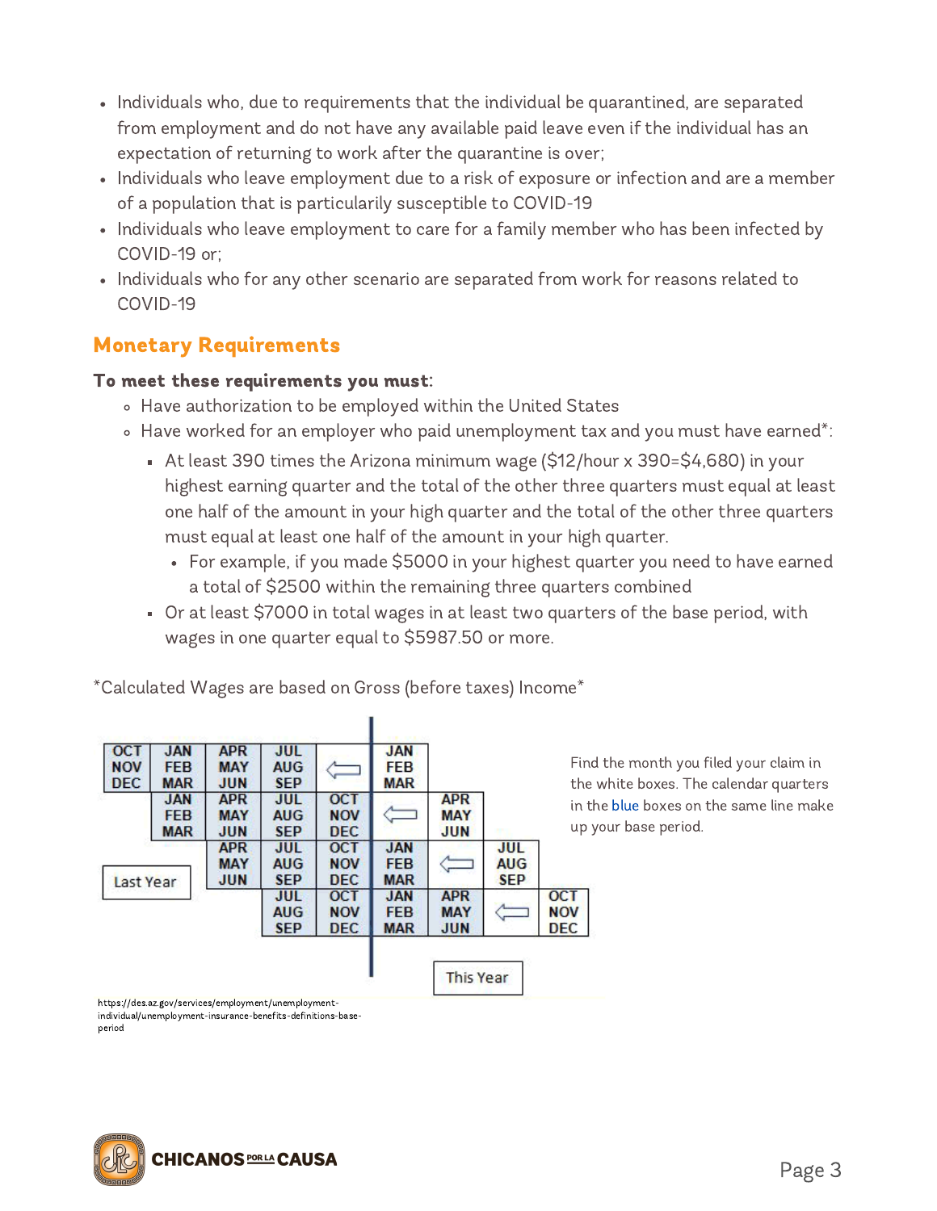- Individuals who, due to requirements that the individual be quarantined, are separated from employment and do not have any available paid leave even if the individual has an expectation of returning to work after the quarantine is over;
- Individuals who leave employment due to a risk of exposure or infection and are a member of a population that is particularily susceptible to COVID-19
- Individuals who leave employment to care for a family member who has been infected by COVID-19 or;
- Individuals who for any other scenario are separated from work for reasons related to COVID-19

## Monetary Requirements

**To meet these requirements you must:**

- Have authorization to be employed within the United States
- Have worked for an employer who paid unemployment tax and you must have earned*:
  - At least 390 times the Arizona minimum wage ($12/hour x 390=$4,680) in your highest earning quarter and the total of the other three quarters must equal at least one half of the amount in your high quarter and the total of the other three quarters must equal at least one half of the amount in your high quarter.
    - For example, if you made $5000 in your highest quarter you need to have earned a total of $2500 within the remaining three quarters combined
  - Or at least $7000 in total wages in at least two quarters of the base period, with wages in one quarter equal to $5987.50 or more.

*Calculated Wages are based on Gross (before taxes) Income*

| | | | | | |
|---|---|---|---|---|---|
| OCT NOV DEC | JAN FEB MAR | APR MAY JUN | JUL AUG SEP | ⇦ | JAN FEB MAR |
| JAN FEB MAR | APR MAY JUN | JUL AUG SEP | OCT NOV DEC | ⇦ | APR MAY JUN |
| APR MAY JUN | JUL AUG SEP | OCT NOV DEC | JAN FEB MAR | ⇦ | JUL AUG SEP |
| JUL AUG SEP | OCT NOV DEC | JAN FEB MAR | APR MAY JUN | ⇦ | OCT NOV DEC |

Last Year

This Year

Find the month you filed your claim in the white boxes. The calendar quarters in the blue boxes on the same line make up your base period.

https://des.az.gov/services/employment/unemployment-individual/unemployment-insurance-benefits-definitions-base-period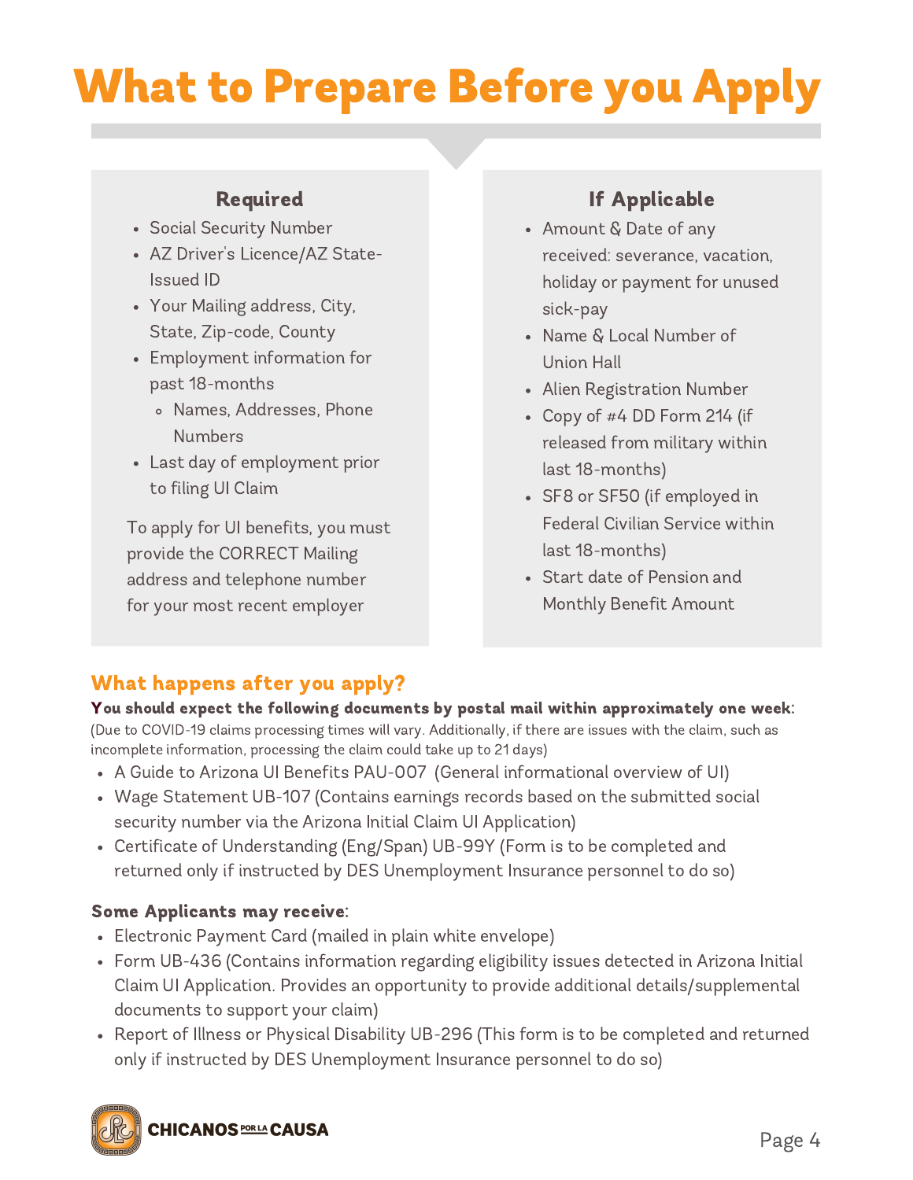# What to Prepare Before you Apply

### Required

- Social Security Number
- AZ Driver's Licence/AZ State-Issued ID
- Your Mailing address, City, State, Zip-code, County
- Employment information for past 18-months
  - Names, Addresses, Phone Numbers
- Last day of employment prior to filing UI Claim

To apply for UI benefits, you must provide the CORRECT Mailing address and telephone number for your most recent employer

### If Applicable

- Amount & Date of any received: severance, vacation, holiday or payment for unused sick-pay
- Name & Local Number of Union Hall
- Alien Registration Number
- Copy of #4 DD Form 214 (if released from military within last 18-months)
- SF8 or SF50 (if employed in Federal Civilian Service within last 18-months)
- Start date of Pension and Monthly Benefit Amount

## What happens after you apply?

**You should expect the following documents by postal mail within approximately one week:**
(Due to COVID-19 claims processing times will vary. Additionally, if there are issues with the claim, such as incomplete information, processing the claim could take up to 21 days)

- A Guide to Arizona UI Benefits PAU-007 (General informational overview of UI)
- Wage Statement UB-107 (Contains earnings records based on the submitted social security number via the Arizona Initial Claim UI Application)
- Certificate of Understanding (Eng/Span) UB-99Y (Form is to be completed and returned only if instructed by DES Unemployment Insurance personnel to do so)

**Some Applicants may receive:**

- Electronic Payment Card (mailed in plain white envelope)
- Form UB-436 (Contains information regarding eligibility issues detected in Arizona Initial Claim UI Application. Provides an opportunity to provide additional details/supplemental documents to support your claim)
- Report of Illness or Physical Disability UB-296 (This form is to be completed and returned only if instructed by DES Unemployment Insurance personnel to do so)

CHICANOS POR LA CAUSA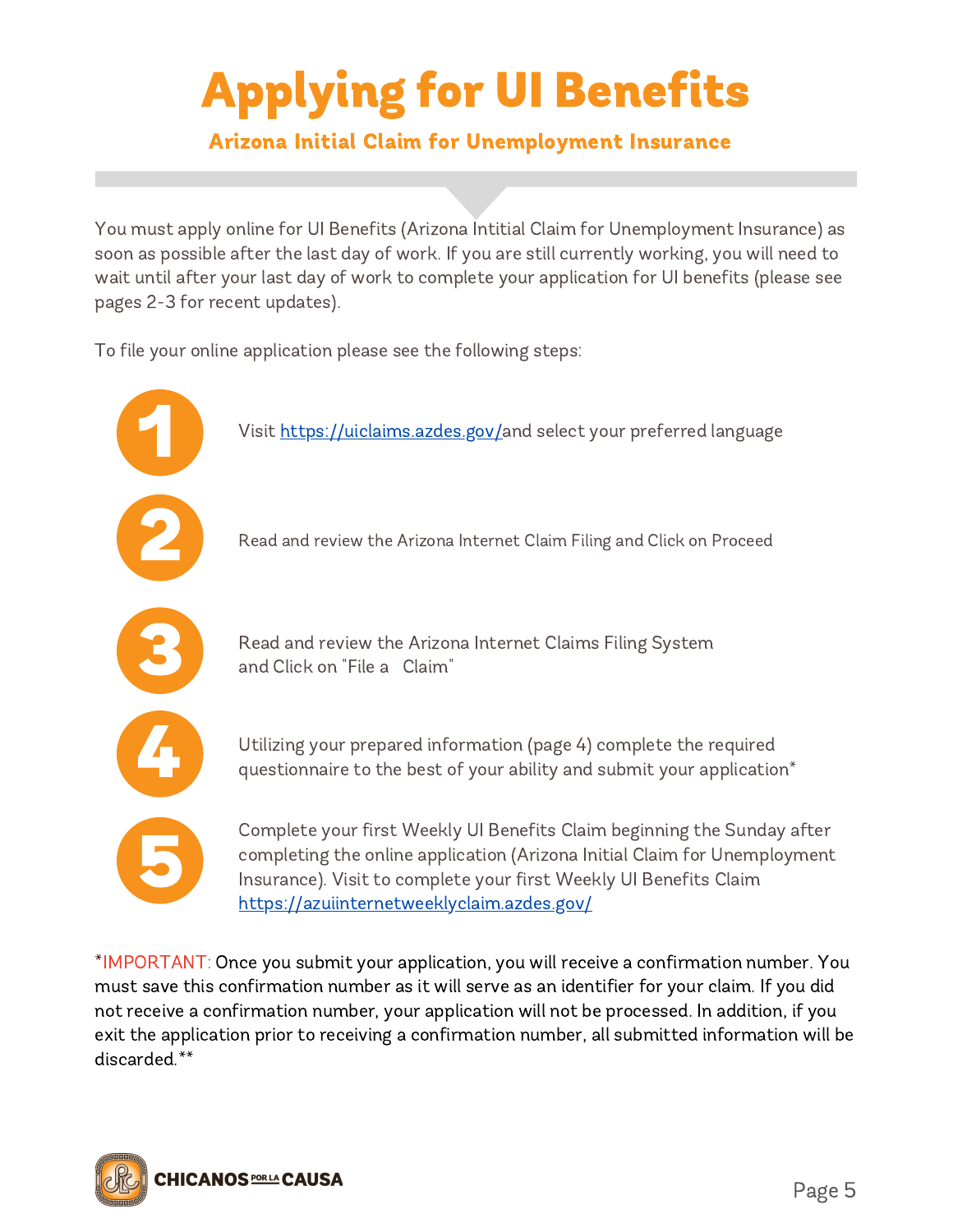# Applying for UI Benefits

## Arizona Initial Claim for Unemployment Insurance

You must apply online for UI Benefits (Arizona Intitial Claim for Unemployment Insurance) as soon as possible after the last day of work. If you are still currently working, you will need to wait until after your last day of work to complete your application for UI benefits (please see pages 2-3 for recent updates).

To file your online application please see the following steps:

1. Visit https://uiclaims.azdes.gov/and select your preferred language
2. Read and review the Arizona Internet Claim Filing and Click on Proceed
3. Read and review the Arizona Internet Claims Filing System and Click on "File a Claim"
4. Utilizing your prepared information (page 4) complete the required questionnaire to the best of your ability and submit your application*
5. Complete your first Weekly UI Benefits Claim beginning the Sunday after completing the online application (Arizona Initial Claim for Unemployment Insurance). Visit to complete your first Weekly UI Benefits Claim https://azuiinternetweeklyclaim.azdes.gov/

*IMPORTANT: Once you submit your application, you will receive a confirmation number. You must save this confirmation number as it will serve as an identifier for your claim. If you did not receive a confirmation number, your application will not be processed. In addition, if you exit the application prior to receiving a confirmation number, all submitted information will be discarded.**

CHICANOS POR LA CAUSA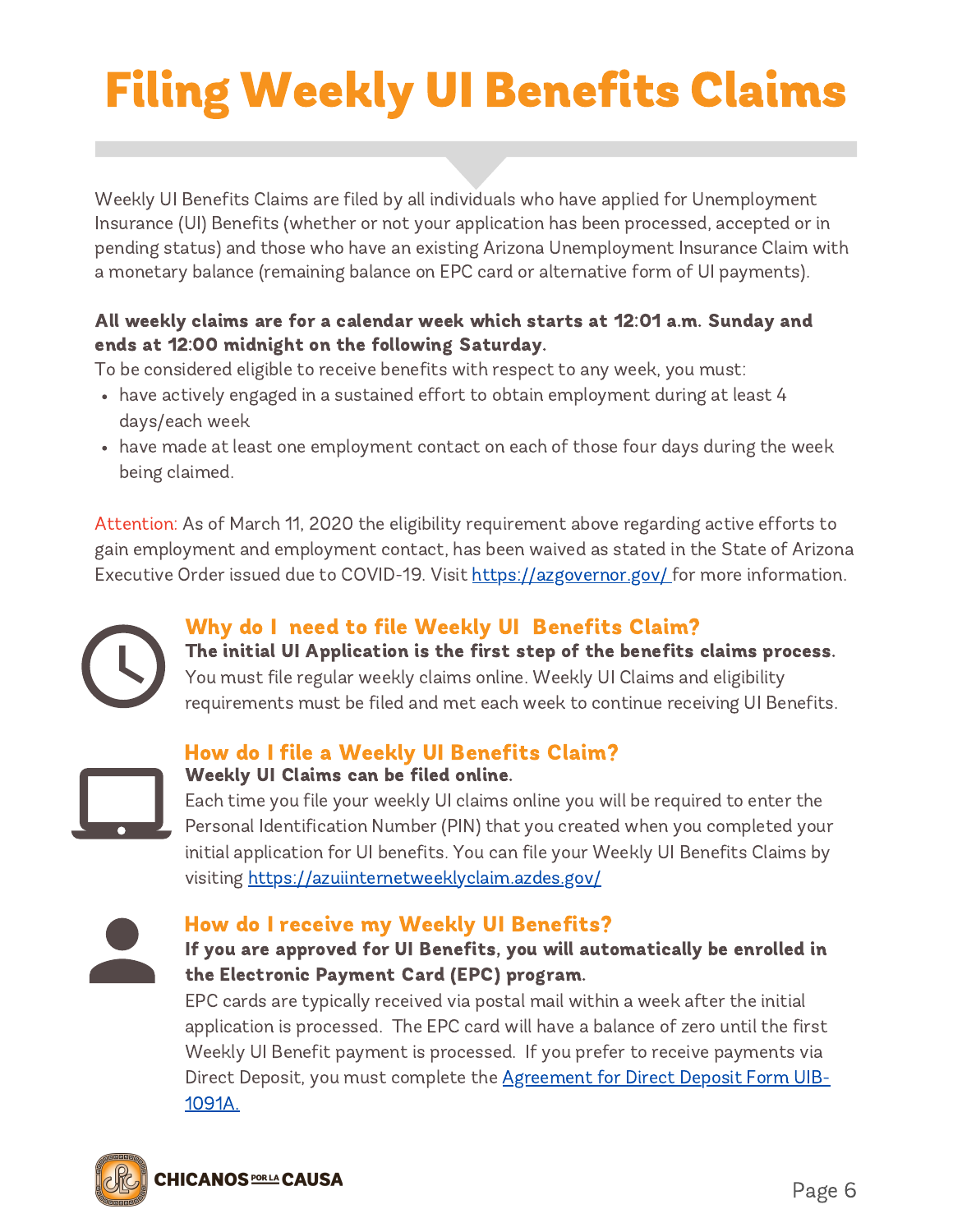# Filing Weekly UI Benefits Claims

Weekly UI Benefits Claims are filed by all individuals who have applied for Unemployment Insurance (UI) Benefits (whether or not your application has been processed, accepted or in pending status) and those who have an existing Arizona Unemployment Insurance Claim with a monetary balance (remaining balance on EPC card or alternative form of UI payments).

**All weekly claims are for a calendar week which starts at 12:01 a.m. Sunday and ends at 12:00 midnight on the following Saturday.**

To be considered eligible to receive benefits with respect to any week, you must:

- have actively engaged in a sustained effort to obtain employment during at least 4 days/each week
- have made at least one employment contact on each of those four days during the week being claimed.

Attention: As of March 11, 2020 the eligibility requirement above regarding active efforts to gain employment and employment contact, has been waived as stated in the State of Arizona Executive Order issued due to COVID-19. Visit https://azgovernor.gov/ for more information.

## Why do I need to file Weekly UI Benefits Claim?

**The initial UI Application is the first step of the benefits claims process.**

You must file regular weekly claims online. Weekly UI Claims and eligibility requirements must be filed and met each week to continue receiving UI Benefits.

## How do I file a Weekly UI Benefits Claim?

**Weekly UI Claims can be filed online.**

Each time you file your weekly UI claims online you will be required to enter the Personal Identification Number (PIN) that you created when you completed your initial application for UI benefits. You can file your Weekly UI Benefits Claims by visiting https://azuiinternetweeklyclaim.azdes.gov/

## How do I receive my Weekly UI Benefits?

**If you are approved for UI Benefits, you will automatically be enrolled in the Electronic Payment Card (EPC) program.**

EPC cards are typically received via postal mail within a week after the initial application is processed. The EPC card will have a balance of zero until the first Weekly UI Benefit payment is processed. If you prefer to receive payments via Direct Deposit, you must complete the Agreement for Direct Deposit Form UIB-1091A.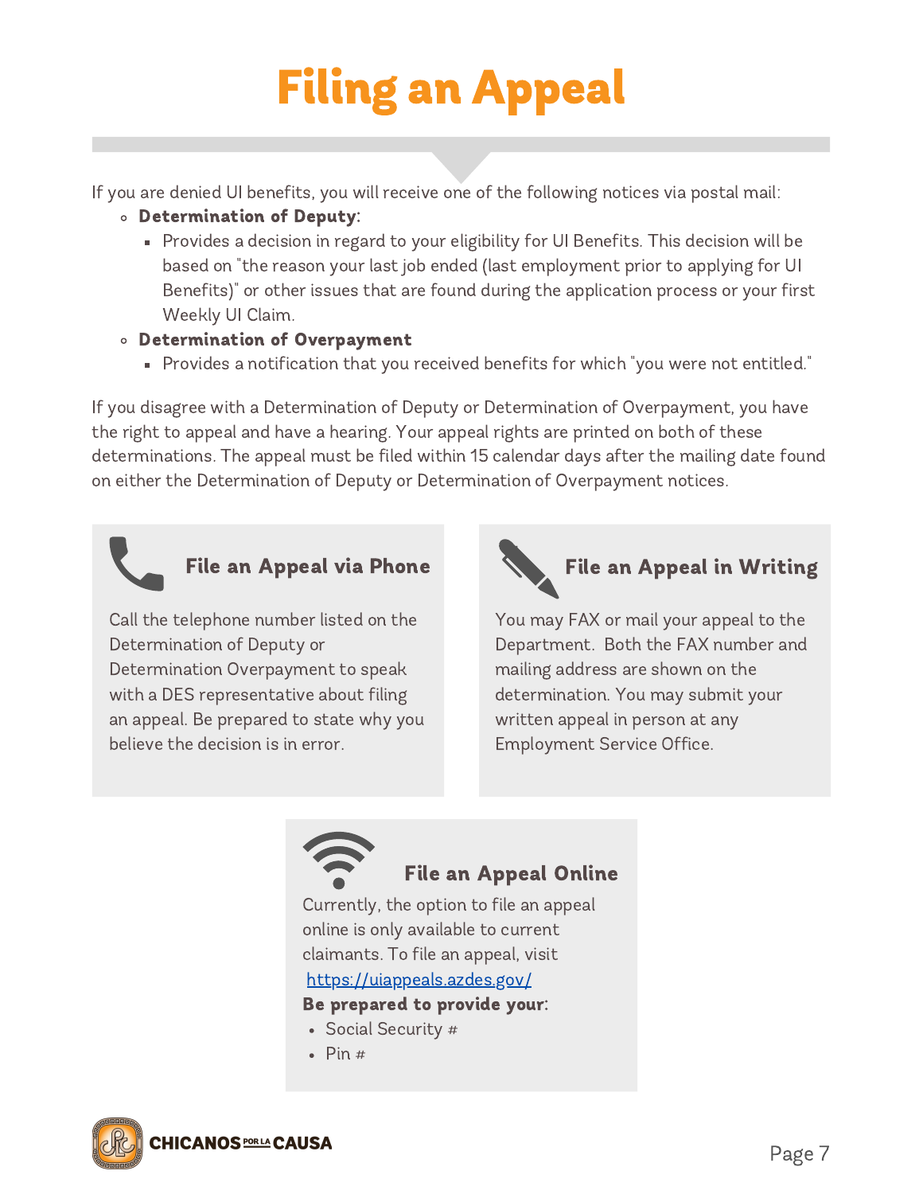# Filing an Appeal

If you are denied UI benefits, you will receive one of the following notices via postal mail:

- **Determination of Deputy:**
  - Provides a decision in regard to your eligibility for UI Benefits. This decision will be based on "the reason your last job ended (last employment prior to applying for UI Benefits)" or other issues that are found during the application process or your first Weekly UI Claim.
- **Determination of Overpayment**
  - Provides a notification that you received benefits for which "you were not entitled."

If you disagree with a Determination of Deputy or Determination of Overpayment, you have the right to appeal and have a hearing. Your appeal rights are printed on both of these determinations. The appeal must be filed within 15 calendar days after the mailing date found on either the Determination of Deputy or Determination of Overpayment notices.

### File an Appeal via Phone

Call the telephone number listed on the Determination of Deputy or Determination Overpayment to speak with a DES representative about filing an appeal. Be prepared to state why you believe the decision is in error.

### File an Appeal in Writing

You may FAX or mail your appeal to the Department. Both the FAX number and mailing address are shown on the determination. You may submit your written appeal in person at any Employment Service Office.

### File an Appeal Online

Currently, the option to file an appeal online is only available to current claimants. To file an appeal, visit https://uiappeals.azdes.gov/

**Be prepared to provide your:**

- Social Security #
- Pin #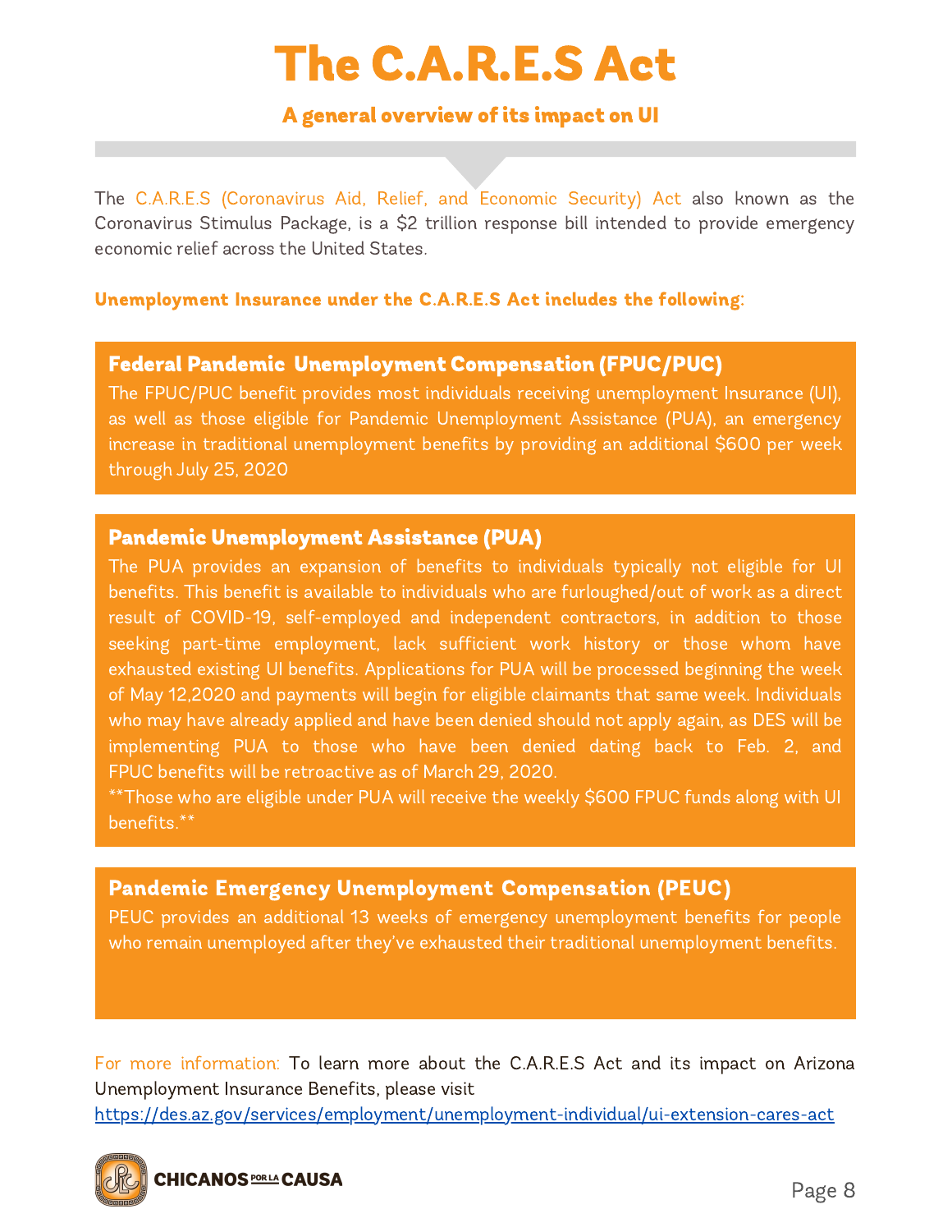# The C.A.R.E.S Act

## A general overview of its impact on UI

The C.A.R.E.S (Coronavirus Aid, Relief, and Economic Security) Act also known as the Coronavirus Stimulus Package, is a $2 trillion response bill intended to provide emergency economic relief across the United States.

**Unemployment Insurance under the C.A.R.E.S Act includes the following:**

### Federal Pandemic Unemployment Compensation (FPUC/PUC)

The FPUC/PUC benefit provides most individuals receiving unemployment Insurance (UI), as well as those eligible for Pandemic Unemployment Assistance (PUA), an emergency increase in traditional unemployment benefits by providing an additional $600 per week through July 25, 2020

### Pandemic Unemployment Assistance (PUA)

The PUA provides an expansion of benefits to individuals typically not eligible for UI benefits. This benefit is available to individuals who are furloughed/out of work as a direct result of COVID-19, self-employed and independent contractors, in addition to those seeking part-time employment, lack sufficient work history or those whom have exhausted existing UI benefits. Applications for PUA will be processed beginning the week of May 12,2020 and payments will begin for eligible claimants that same week. Individuals who may have already applied and have been denied should not apply again, as DES will be implementing PUA to those who have been denied dating back to Feb. 2, and FPUC benefits will be retroactive as of March 29, 2020.

**Those who are eligible under PUA will receive the weekly $600 FPUC funds along with UI benefits.**

### Pandemic Emergency Unemployment Compensation (PEUC)

PEUC provides an additional 13 weeks of emergency unemployment benefits for people who remain unemployed after they've exhausted their traditional unemployment benefits.

For more information: To learn more about the C.A.R.E.S Act and its impact on Arizona Unemployment Insurance Benefits, please visit https://des.az.gov/services/employment/unemployment-individual/ui-extension-cares-act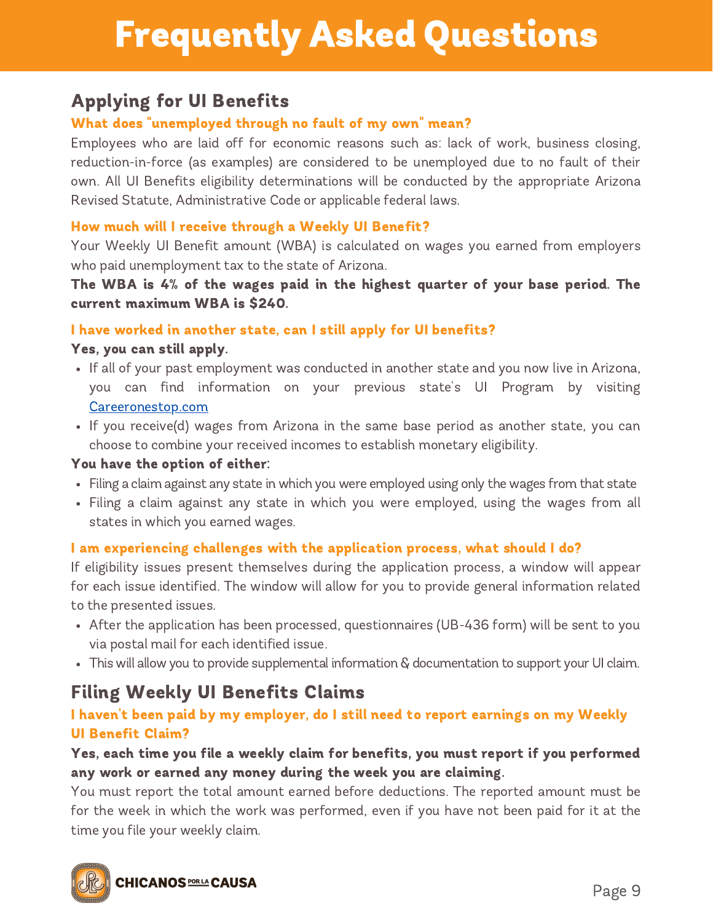# Frequently Asked Questions

## Applying for UI Benefits

### What does "unemployed through no fault of my own" mean?

Employees who are laid off for economic reasons such as: lack of work, business closing, reduction-in-force (as examples) are considered to be unemployed due to no fault of their own. All UI Benefits eligibility determinations will be conducted by the appropriate Arizona Revised Statute, Administrative Code or applicable federal laws.

### How much will I receive through a Weekly UI Benefit?

Your Weekly UI Benefit amount (WBA) is calculated on wages you earned from employers who paid unemployment tax to the state of Arizona.

**The WBA is 4% of the wages paid in the highest quarter of your base period. The current maximum WBA is $240.**

### I have worked in another state, can I still apply for UI benefits?

**Yes, you can still apply.**

- If all of your past employment was conducted in another state and you now live in Arizona, you can find information on your previous state's UI Program by visiting Careeronestop.com
- If you receive(d) wages from Arizona in the same base period as another state, you can choose to combine your received incomes to establish monetary eligibility.

**You have the option of either:**

- Filing a claim against any state in which you were employed using only the wages from that state
- Filing a claim against any state in which you were employed, using the wages from all states in which you earned wages.

### I am experiencing challenges with the application process, what should I do?

If eligibility issues present themselves during the application process, a window will appear for each issue identified. The window will allow for you to provide general information related to the presented issues.

- After the application has been processed, questionnaires (UB-436 form) will be sent to you via postal mail for each identified issue.
- This will allow you to provide supplemental information & documentation to support your UI claim.

## Filing Weekly UI Benefits Claims

### I haven't been paid by my employer, do I still need to report earnings on my Weekly UI Benefit Claim?

**Yes, each time you file a weekly claim for benefits, you must report if you performed any work or earned any money during the week you are claiming.**

You must report the total amount earned before deductions. The reported amount must be for the week in which the work was performed, even if you have not been paid for it at the time you file your weekly claim.

CHICANOS POR LA CAUSA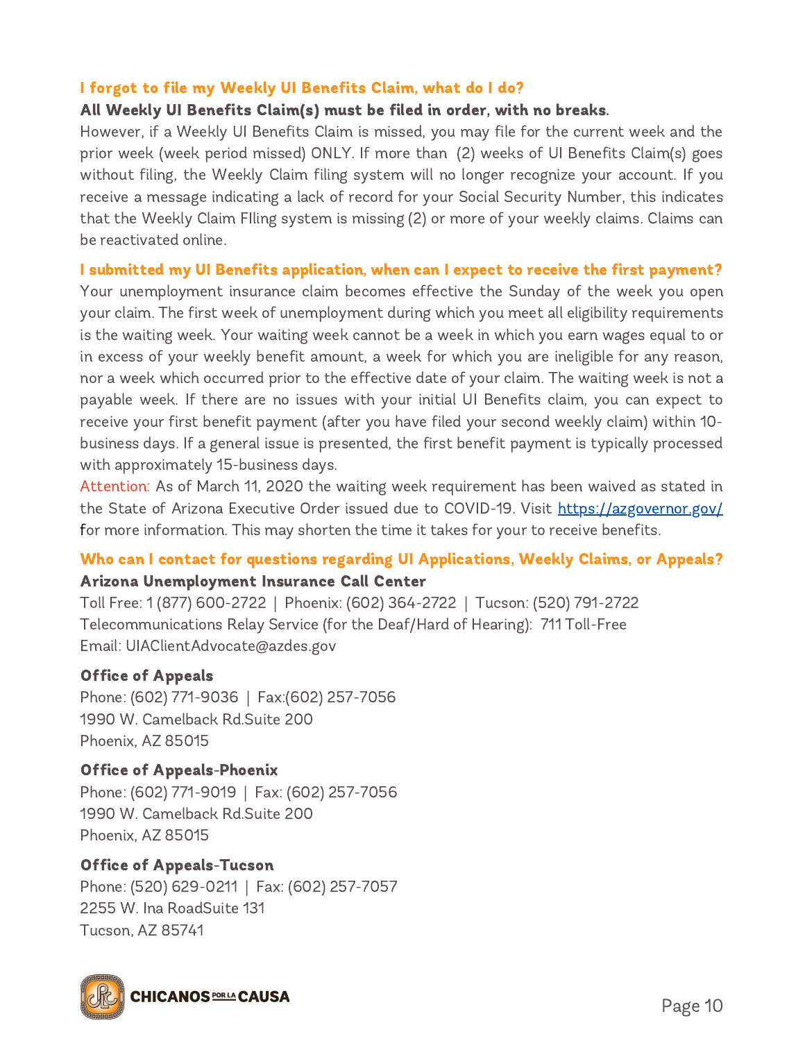### I forgot to file my Weekly UI Benefits Claim, what do I do?

**All Weekly UI Benefits Claim(s) must be filed in order, with no breaks.**

However, if a Weekly UI Benefits Claim is missed, you may file for the current week and the prior week (week period missed) ONLY. If more than (2) weeks of UI Benefits Claim(s) goes without filing, the Weekly Claim filing system will no longer recognize your account. If you receive a message indicating a lack of record for your Social Security Number, this indicates that the Weekly Claim FIling system is missing (2) or more of your weekly claims. Claims can be reactivated online.

### I submitted my UI Benefits application, when can I expect to receive the first payment?

Your unemployment insurance claim becomes effective the Sunday of the week you open your claim. The first week of unemployment during which you meet all eligibility requirements is the waiting week. Your waiting week cannot be a week in which you earn wages equal to or in excess of your weekly benefit amount, a week for which you are ineligible for any reason, nor a week which occurred prior to the effective date of your claim. The waiting week is not a payable week. If there are no issues with your initial UI Benefits claim, you can expect to receive your first benefit payment (after you have filed your second weekly claim) within 10-business days. If a general issue is presented, the first benefit payment is typically processed with approximately 15-business days.

Attention: As of March 11, 2020 the waiting week requirement has been waived as stated in the State of Arizona Executive Order issued due to COVID-19. Visit https://azgovernor.gov/ for more information. This may shorten the time it takes for your to receive benefits.

### Who can I contact for questions regarding UI Applications, Weekly Claims, or Appeals?

**Arizona Unemployment Insurance Call Center**

Toll Free: 1 (877) 600-2722 | Phoenix: (602) 364-2722 | Tucson: (520) 791-2722
Telecommunications Relay Service (for the Deaf/Hard of Hearing): 711 Toll-Free
Email: UIAClientAdvocate@azdes.gov

**Office of Appeals**

Phone: (602) 771-9036 | Fax:(602) 257-7056
1990 W. Camelback Rd.Suite 200
Phoenix, AZ 85015

**Office of Appeals-Phoenix**

Phone: (602) 771-9019 | Fax: (602) 257-7056
1990 W. Camelback Rd.Suite 200
Phoenix, AZ 85015

**Office of Appeals-Tucson**

Phone: (520) 629-0211 | Fax: (602) 257-7057
2255 W. Ina RoadSuite 131
Tucson, AZ 85741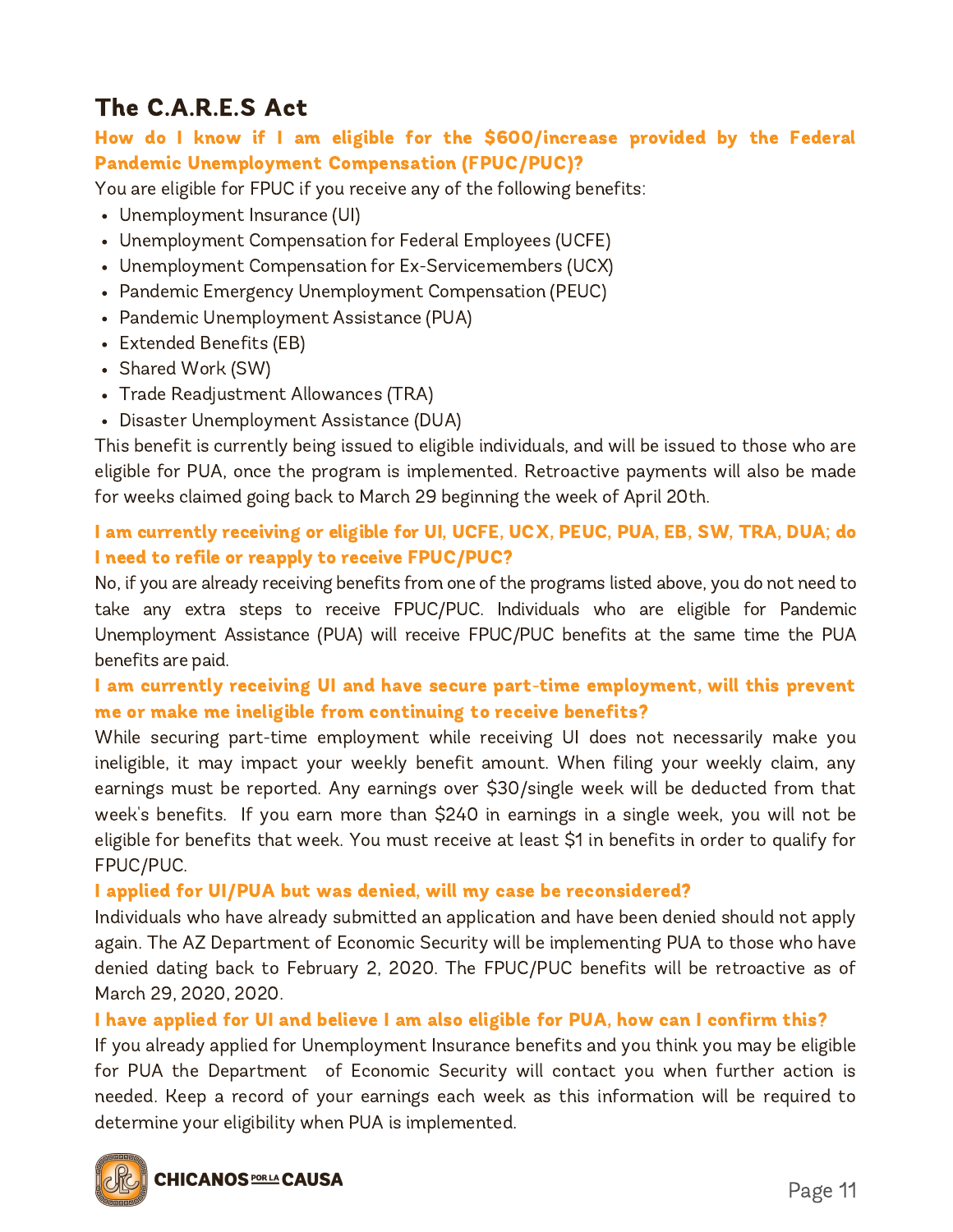## The C.A.R.E.S Act

### How do I know if I am eligible for the $600/increase provided by the Federal Pandemic Unemployment Compensation (FPUC/PUC)?

You are eligible for FPUC if you receive any of the following benefits:

- Unemployment Insurance (UI)
- Unemployment Compensation for Federal Employees (UCFE)
- Unemployment Compensation for Ex-Servicemembers (UCX)
- Pandemic Emergency Unemployment Compensation (PEUC)
- Pandemic Unemployment Assistance (PUA)
- Extended Benefits (EB)
- Shared Work (SW)
- Trade Readjustment Allowances (TRA)
- Disaster Unemployment Assistance (DUA)

This benefit is currently being issued to eligible individuals, and will be issued to those who are eligible for PUA, once the program is implemented. Retroactive payments will also be made for weeks claimed going back to March 29 beginning the week of April 20th.

### I am currently receiving or eligible for UI, UCFE, UCX, PEUC, PUA, EB, SW, TRA, DUA; do I need to refile or reapply to receive FPUC/PUC?

No, if you are already receiving benefits from one of the programs listed above, you do not need to take any extra steps to receive FPUC/PUC. Individuals who are eligible for Pandemic Unemployment Assistance (PUA) will receive FPUC/PUC benefits at the same time the PUA benefits are paid.

### I am currently receiving UI and have secure part-time employment, will this prevent me or make me ineligible from continuing to receive benefits?

While securing part-time employment while receiving UI does not necessarily make you ineligible, it may impact your weekly benefit amount. When filing your weekly claim, any earnings must be reported. Any earnings over $30/single week will be deducted from that week's benefits. If you earn more than $240 in earnings in a single week, you will not be eligible for benefits that week. You must receive at least $1 in benefits in order to qualify for FPUC/PUC.

### I applied for UI/PUA but was denied, will my case be reconsidered?

Individuals who have already submitted an application and have been denied should not apply again. The AZ Department of Economic Security will be implementing PUA to those who have denied dating back to February 2, 2020. The FPUC/PUC benefits will be retroactive as of March 29, 2020, 2020.

### I have applied for UI and believe I am also eligible for PUA, how can I confirm this?

If you already applied for Unemployment Insurance benefits and you think you may be eligible for PUA the Department of Economic Security will contact you when further action is needed. Keep a record of your earnings each week as this information will be required to determine your eligibility when PUA is implemented.